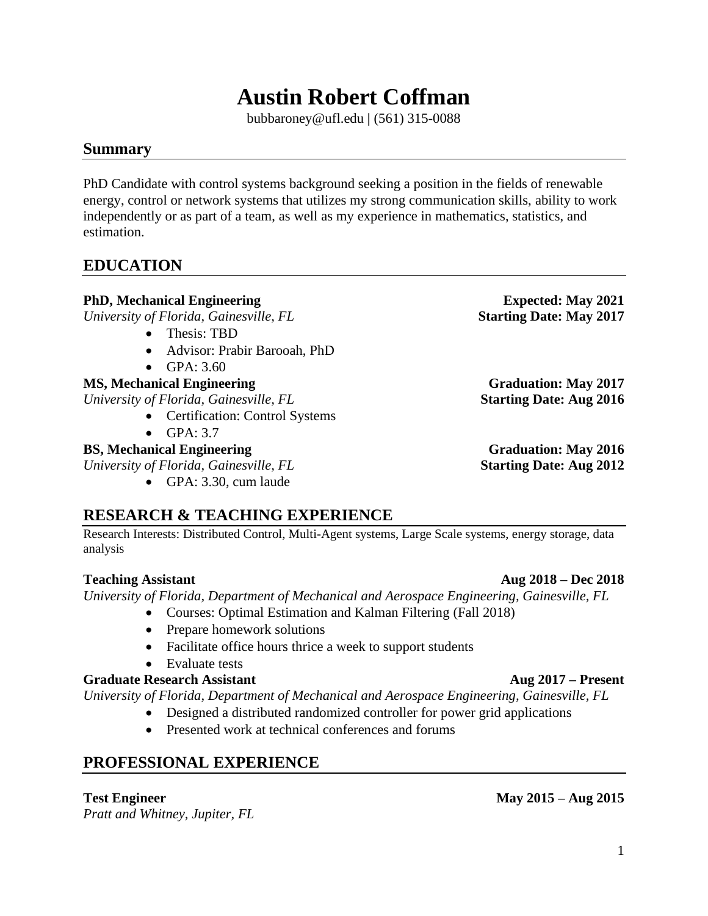# Austin Robert Coffman

bubbaroney@ufl.edu | (561) 315-0088

## Summary

PhD Candidate with control systems background seeking a position in the fields of renewable energy, control or network systems that utilizes my strong communication skills, ability to work independently or as part of a team, as well as my experience in mathematics, statistics, and estimation.

## EDUCATION

**PhD, Mechanical Engineering** — **Expected: May 2021**
*University of Florida, Gainesville, FL* — **Starting Date: May 2017**

- Thesis: TBD
- Advisor: Prabir Barooah, PhD
- GPA: 3.60

**MS, Mechanical Engineering** — **Graduation: May 2017**
*University of Florida, Gainesville, FL* — **Starting Date: Aug 2016**

- Certification: Control Systems
- GPA: 3.7

**BS, Mechanical Engineering** — **Graduation: May 2016**
*University of Florida, Gainesville, FL* — **Starting Date: Aug 2012**

- GPA: 3.30, cum laude

## RESEARCH & TEACHING EXPERIENCE

Research Interests: Distributed Control, Multi-Agent systems, Large Scale systems, energy storage, data analysis

**Teaching Assistant** — **Aug 2018 – Dec 2018**
*University of Florida, Department of Mechanical and Aerospace Engineering, Gainesville, FL*

- Courses: Optimal Estimation and Kalman Filtering (Fall 2018)
- Prepare homework solutions
- Facilitate office hours thrice a week to support students
- Evaluate tests

**Graduate Research Assistant** — **Aug 2017 – Present**
*University of Florida, Department of Mechanical and Aerospace Engineering, Gainesville, FL*

- Designed a distributed randomized controller for power grid applications
- Presented work at technical conferences and forums

## PROFESSIONAL EXPERIENCE

**Test Engineer** — **May 2015 – Aug 2015**
*Pratt and Whitney, Jupiter, FL*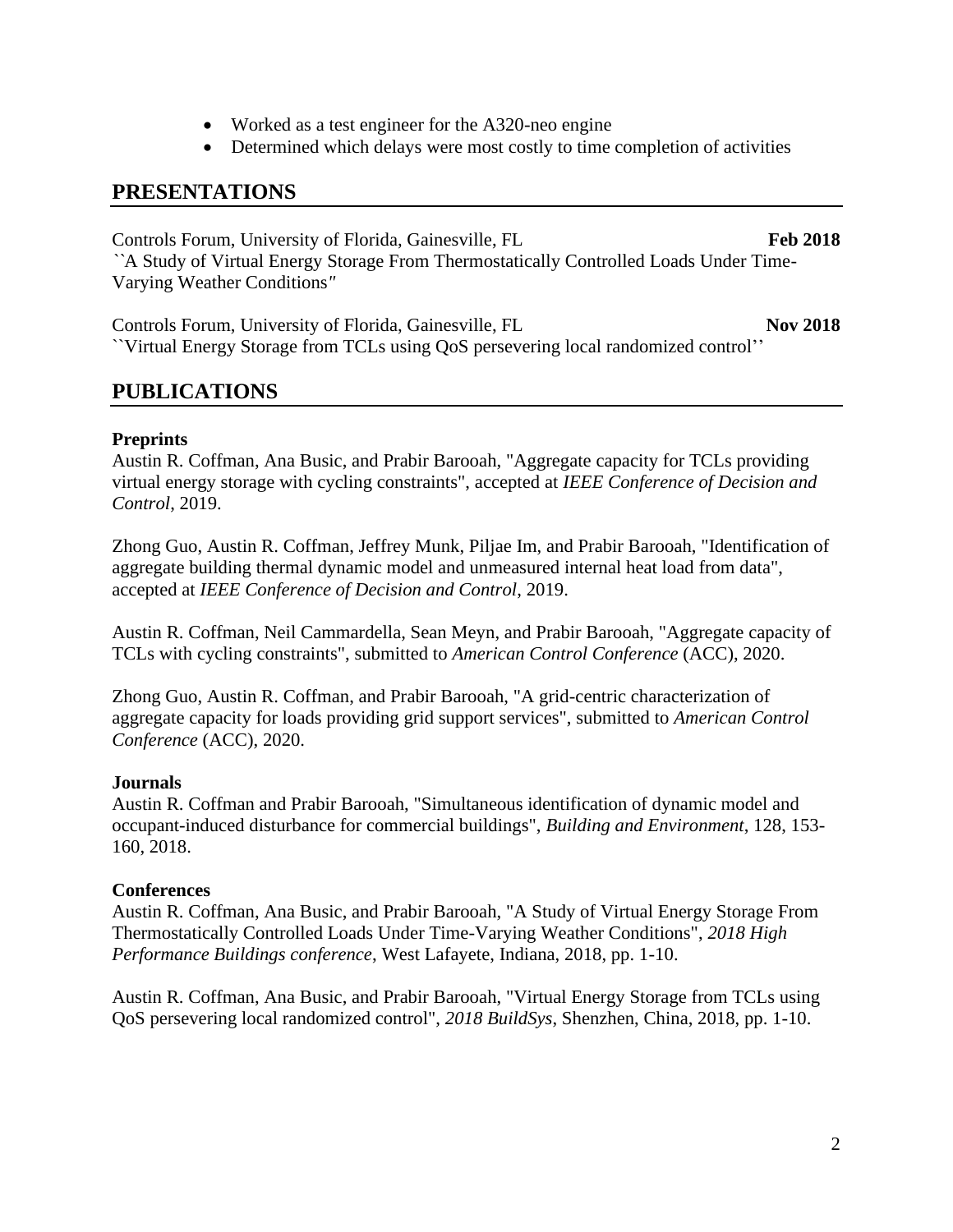- Worked as a test engineer for the A320-neo engine
- Determined which delays were most costly to time completion of activities

## PRESENTATIONS

Controls Forum, University of Florida, Gainesville, FL **Feb 2018**
``A Study of Virtual Energy Storage From Thermostatically Controlled Loads Under Time-Varying Weather Conditions"

Controls Forum, University of Florida, Gainesville, FL **Nov 2018**
``Virtual Energy Storage from TCLs using QoS persevering local randomized control''

## PUBLICATIONS

**Preprints**
Austin R. Coffman, Ana Busic, and Prabir Barooah, "Aggregate capacity for TCLs providing virtual energy storage with cycling constraints", accepted at *IEEE Conference of Decision and Control*, 2019.

Zhong Guo, Austin R. Coffman, Jeffrey Munk, Piljae Im, and Prabir Barooah, "Identification of aggregate building thermal dynamic model and unmeasured internal heat load from data", accepted at *IEEE Conference of Decision and Control*, 2019.

Austin R. Coffman, Neil Cammardella, Sean Meyn, and Prabir Barooah, "Aggregate capacity of TCLs with cycling constraints", submitted to *American Control Conference* (ACC), 2020.

Zhong Guo, Austin R. Coffman, and Prabir Barooah, "A grid-centric characterization of aggregate capacity for loads providing grid support services", submitted to *American Control Conference* (ACC), 2020.

**Journals**
Austin R. Coffman and Prabir Barooah, "Simultaneous identification of dynamic model and occupant-induced disturbance for commercial buildings", *Building and Environment*, 128, 153-160, 2018.

**Conferences**
Austin R. Coffman, Ana Busic, and Prabir Barooah, "A Study of Virtual Energy Storage From Thermostatically Controlled Loads Under Time-Varying Weather Conditions", *2018 High Performance Buildings conference*, West Lafayete, Indiana, 2018, pp. 1-10.

Austin R. Coffman, Ana Busic, and Prabir Barooah, "Virtual Energy Storage from TCLs using QoS persevering local randomized control", *2018 BuildSys*, Shenzhen, China, 2018, pp. 1-10.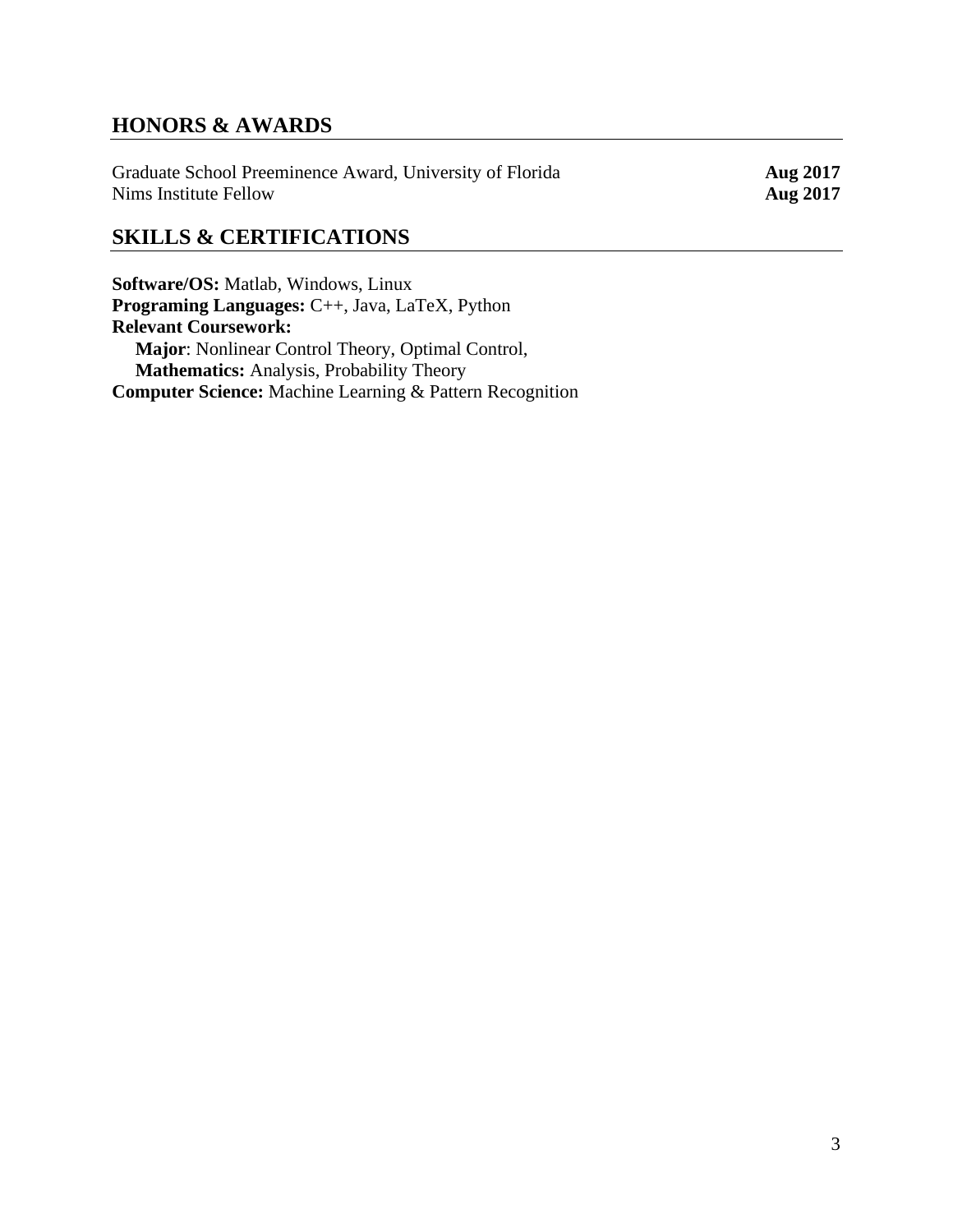## HONORS & AWARDS

Graduate School Preeminence Award, University of Florida **Aug 2017**
Nims Institute Fellow **Aug 2017**

## SKILLS & CERTIFICATIONS

**Software/OS:** Matlab, Windows, Linux
**Programing Languages:** C++, Java, LaTeX, Python
**Relevant Coursework:**
**Major**: Nonlinear Control Theory, Optimal Control,
**Mathematics:** Analysis, Probability Theory
**Computer Science:** Machine Learning & Pattern Recognition